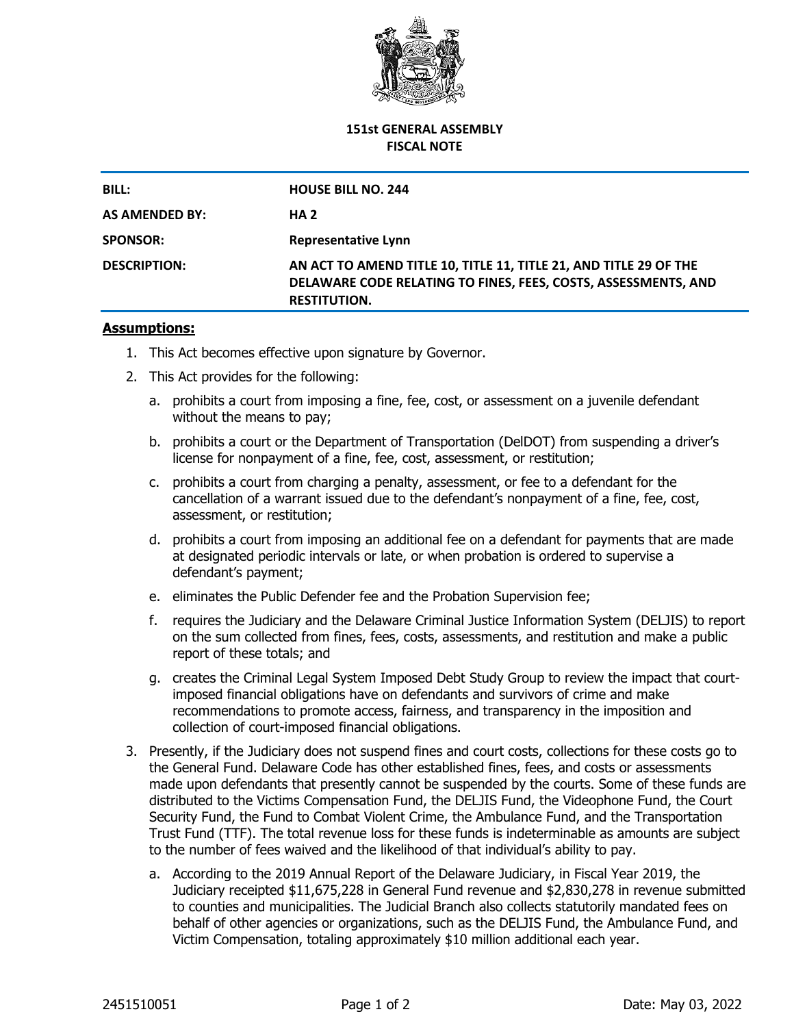**151st GENERAL ASSEMBLY**
**FISCAL NOTE**

| | |
|---|---|
| **BILL:** | **HOUSE BILL NO. 244** |
| **AS AMENDED BY:** | **HA 2** |
| **SPONSOR:** | **Representative Lynn** |
| **DESCRIPTION:** | **AN ACT TO AMEND TITLE 10, TITLE 11, TITLE 21, AND TITLE 29 OF THE DELAWARE CODE RELATING TO FINES, FEES, COSTS, ASSESSMENTS, AND RESTITUTION.** |

**Assumptions:**

1. This Act becomes effective upon signature by Governor.
2. This Act provides for the following:
   a. prohibits a court from imposing a fine, fee, cost, or assessment on a juvenile defendant without the means to pay;
   b. prohibits a court or the Department of Transportation (DelDOT) from suspending a driver's license for nonpayment of a fine, fee, cost, assessment, or restitution;
   c. prohibits a court from charging a penalty, assessment, or fee to a defendant for the cancellation of a warrant issued due to the defendant's nonpayment of a fine, fee, cost, assessment, or restitution;
   d. prohibits a court from imposing an additional fee on a defendant for payments that are made at designated periodic intervals or late, or when probation is ordered to supervise a defendant's payment;
   e. eliminates the Public Defender fee and the Probation Supervision fee;
   f. requires the Judiciary and the Delaware Criminal Justice Information System (DELJIS) to report on the sum collected from fines, fees, costs, assessments, and restitution and make a public report of these totals; and
   g. creates the Criminal Legal System Imposed Debt Study Group to review the impact that court-imposed financial obligations have on defendants and survivors of crime and make recommendations to promote access, fairness, and transparency in the imposition and collection of court-imposed financial obligations.
3. Presently, if the Judiciary does not suspend fines and court costs, collections for these costs go to the General Fund. Delaware Code has other established fines, fees, and costs or assessments made upon defendants that presently cannot be suspended by the courts. Some of these funds are distributed to the Victims Compensation Fund, the DELJIS Fund, the Videophone Fund, the Court Security Fund, the Fund to Combat Violent Crime, the Ambulance Fund, and the Transportation Trust Fund (TTF). The total revenue loss for these funds is indeterminable as amounts are subject to the number of fees waived and the likelihood of that individual's ability to pay.
   a. According to the 2019 Annual Report of the Delaware Judiciary, in Fiscal Year 2019, the Judiciary receipted $11,675,228 in General Fund revenue and $2,830,278 in revenue submitted to counties and municipalities. The Judicial Branch also collects statutorily mandated fees on behalf of other agencies or organizations, such as the DELJIS Fund, the Ambulance Fund, and Victim Compensation, totaling approximately $10 million additional each year.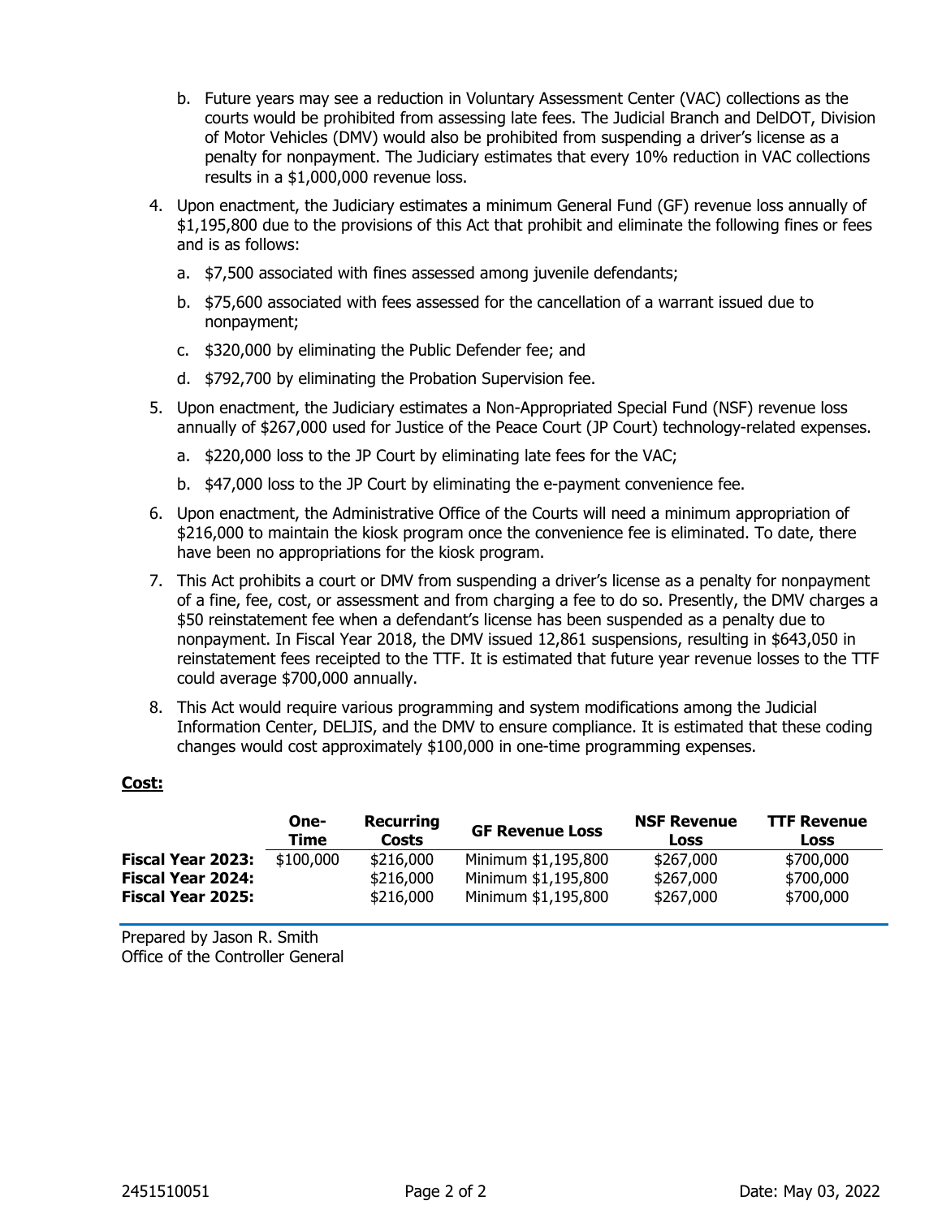b. Future years may see a reduction in Voluntary Assessment Center (VAC) collections as the courts would be prohibited from assessing late fees. The Judicial Branch and DelDOT, Division of Motor Vehicles (DMV) would also be prohibited from suspending a driver's license as a penalty for nonpayment. The Judiciary estimates that every 10% reduction in VAC collections results in a $1,000,000 revenue loss.

4. Upon enactment, the Judiciary estimates a minimum General Fund (GF) revenue loss annually of $1,195,800 due to the provisions of this Act that prohibit and eliminate the following fines or fees and is as follows:
   a. $7,500 associated with fines assessed among juvenile defendants;
   b. $75,600 associated with fees assessed for the cancellation of a warrant issued due to nonpayment;
   c. $320,000 by eliminating the Public Defender fee; and
   d. $792,700 by eliminating the Probation Supervision fee.

5. Upon enactment, the Judiciary estimates a Non-Appropriated Special Fund (NSF) revenue loss annually of $267,000 used for Justice of the Peace Court (JP Court) technology-related expenses.
   a. $220,000 loss to the JP Court by eliminating late fees for the VAC;
   b. $47,000 loss to the JP Court by eliminating the e-payment convenience fee.

6. Upon enactment, the Administrative Office of the Courts will need a minimum appropriation of $216,000 to maintain the kiosk program once the convenience fee is eliminated. To date, there have been no appropriations for the kiosk program.

7. This Act prohibits a court or DMV from suspending a driver's license as a penalty for nonpayment of a fine, fee, cost, or assessment and from charging a fee to do so. Presently, the DMV charges a $50 reinstatement fee when a defendant's license has been suspended as a penalty due to nonpayment. In Fiscal Year 2018, the DMV issued 12,861 suspensions, resulting in $643,050 in reinstatement fees receipted to the TTF. It is estimated that future year revenue losses to the TTF could average $700,000 annually.

8. This Act would require various programming and system modifications among the Judicial Information Center, DELJIS, and the DMV to ensure compliance. It is estimated that these coding changes would cost approximately $100,000 in one-time programming expenses.

**Cost:**

| | One-Time | Recurring Costs | GF Revenue Loss | NSF Revenue Loss | TTF Revenue Loss |
|---|---|---|---|---|---|
| **Fiscal Year 2023:** | $100,000 | $216,000 | Minimum $1,195,800 | $267,000 | $700,000 |
| **Fiscal Year 2024:** | | $216,000 | Minimum $1,195,800 | $267,000 | $700,000 |
| **Fiscal Year 2025:** | | $216,000 | Minimum $1,195,800 | $267,000 | $700,000 |

Prepared by Jason R. Smith
Office of the Controller General

2451510051

Date: May 03, 2022